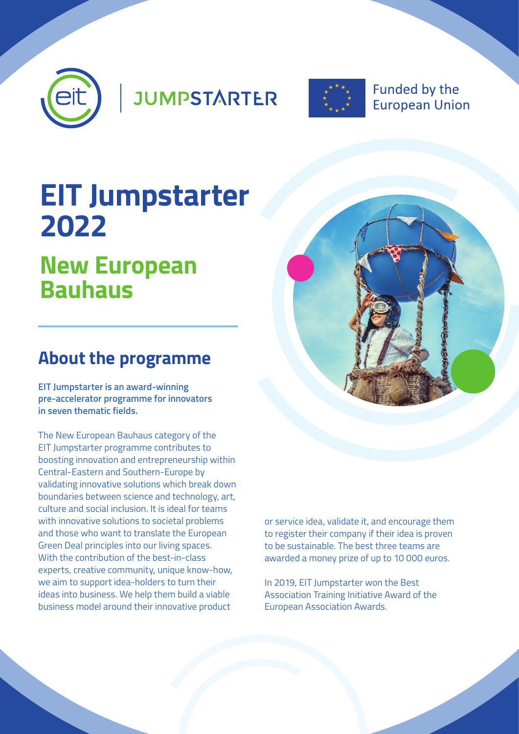JUMPSTARTER

Funded by the European Union

# EIT Jumpstarter 2022

## New European Bauhaus

## About the programme

**EIT Jumpstarter is an award-winning pre-accelerator programme for innovators in seven thematic fields.**

The New European Bauhaus category of the EIT Jumpstarter programme contributes to boosting innovation and entrepreneurship within Central-Eastern and Southern-Europe by validating innovative solutions which break down boundaries between science and technology, art, culture and social inclusion. It is ideal for teams with innovative solutions to societal problems and those who want to translate the European Green Deal principles into our living spaces. With the contribution of the best-in-class experts, creative community, unique know-how, we aim to support idea-holders to turn their ideas into business. We help them build a viable business model around their innovative product or service idea, validate it, and encourage them to register their company if their idea is proven to be sustainable. The best three teams are awarded a money prize of up to 10 000 euros.

In 2019, EIT Jumpstarter won the Best Association Training Initiative Award of the European Association Awards.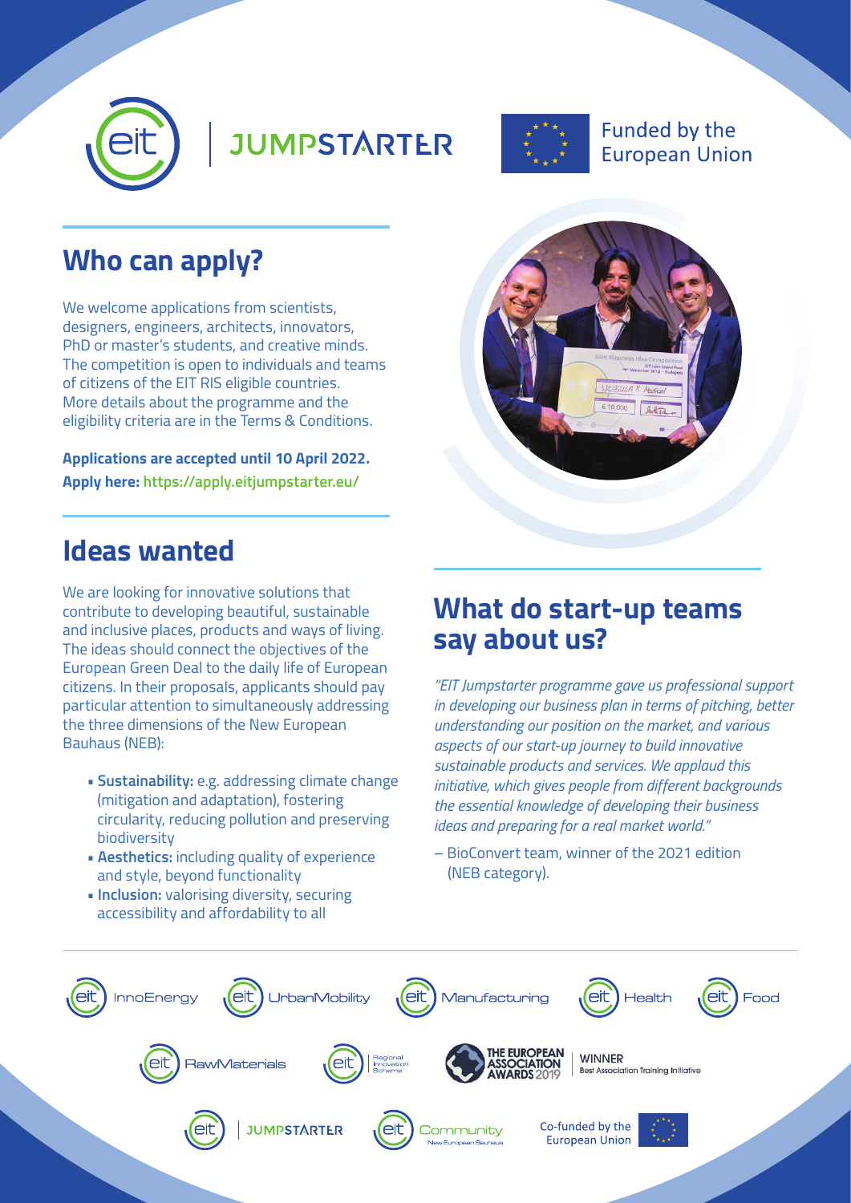## Who can apply?

We welcome applications from scientists, designers, engineers, architects, innovators, PhD or master's students, and creative minds. The competition is open to individuals and teams of citizens of the EIT RIS eligible countries. More details about the programme and the eligibility criteria are in the Terms & Conditions.

**Applications are accepted until 10 April 2022.**
**Apply here: https://apply.eitjumpstarter.eu/**

## Ideas wanted

We are looking for innovative solutions that contribute to developing beautiful, sustainable and inclusive places, products and ways of living. The ideas should connect the objectives of the European Green Deal to the daily life of European citizens. In their proposals, applicants should pay particular attention to simultaneously addressing the three dimensions of the New European Bauhaus (NEB):

- **Sustainability:** e.g. addressing climate change (mitigation and adaptation), fostering circularity, reducing pollution and preserving biodiversity
- **Aesthetics:** including quality of experience and style, beyond functionality
- **Inclusion:** valorising diversity, securing accessibility and affordability to all

## What do start-up teams say about us?

*"EIT Jumpstarter programme gave us professional support in developing our business plan in terms of pitching, better understanding our position on the market, and various aspects of our start-up journey to build innovative sustainable products and services. We applaud this initiative, which gives people from different backgrounds the essential knowledge of developing their business ideas and preparing for a real market world."*

– BioConvert team, winner of the 2021 edition (NEB category).